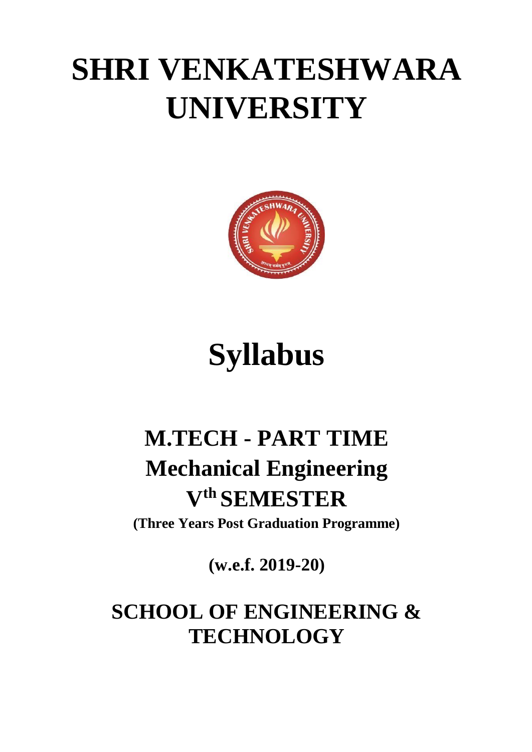# SHRI VENKATESHWARA UNIVERSITY

# Syllabus

## M.TECH - PART TIME

## Mechanical Engineering

## V[th] SEMESTER

**(Three Years Post Graduation Programme)**

**(w.e.f. 2019-20)**

## SCHOOL OF ENGINEERING & TECHNOLOGY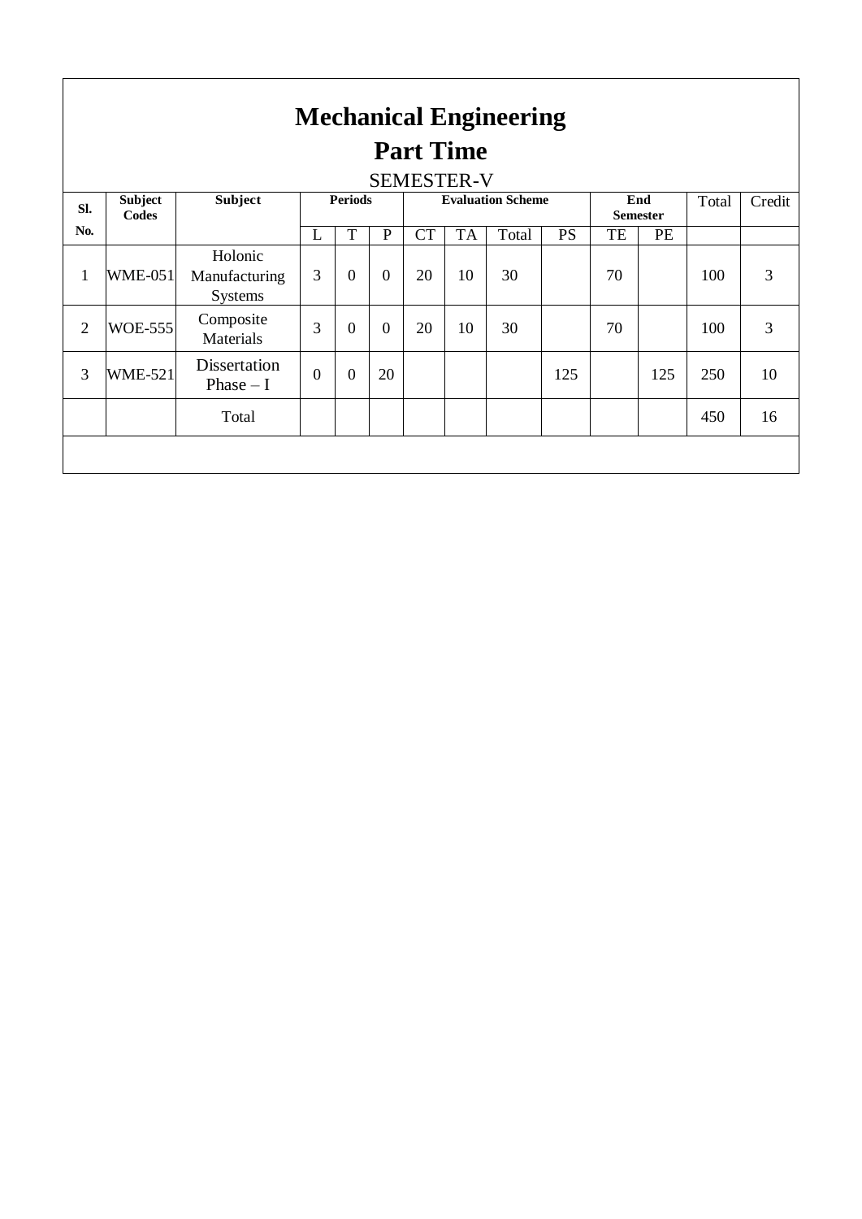# Mechanical Engineering

# Part Time

SEMESTER-V

| Sl. No. | Subject Codes | Subject | Periods | | | Evaluation Scheme | | | | End Semester | | Total | Credit |
|---|---|---|---|---|---|---|---|---|---|---|---|---|---|
| | | | L | T | P | CT | TA | Total | PS | TE | PE | | |
| 1 | WME-051 | Holonic Manufacturing Systems | 3 | 0 | 0 | 20 | 10 | 30 | | 70 | | 100 | 3 |
| 2 | WOE-555 | Composite Materials | 3 | 0 | 0 | 20 | 10 | 30 | | 70 | | 100 | 3 |
| 3 | WME-521 | Dissertation Phase – I | 0 | 0 | 20 | | | | 125 | | 125 | 250 | 10 |
| | | Total | | | | | | | | | | 450 | 16 |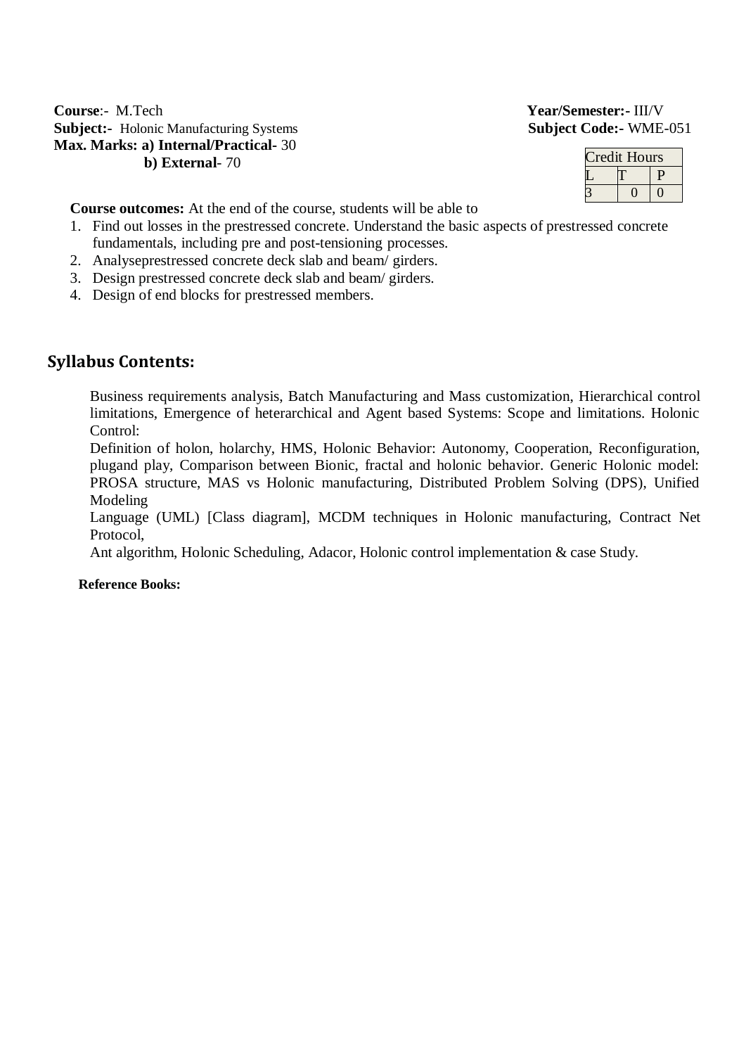**Course**:- M.Tech **Year/Semester:-** III/V

**Subject:-** Holonic Manufacturing Systems **Subject Code:-** WME-051

**Max. Marks: a) Internal/Practical-** 30

**b) External-** 70

| Credit Hours | | |
|---|---|---|
| L | T | P |
| 3 | 0 | 0 |

**Course outcomes:** At the end of the course, students will be able to

1. Find out losses in the prestressed concrete. Understand the basic aspects of prestressed concrete fundamentals, including pre and post-tensioning processes.
2. Analyseprestressed concrete deck slab and beam/ girders.
3. Design prestressed concrete deck slab and beam/ girders.
4. Design of end blocks for prestressed members.

## Syllabus Contents:

Business requirements analysis, Batch Manufacturing and Mass customization, Hierarchical control limitations, Emergence of heterarchical and Agent based Systems: Scope and limitations. Holonic Control:

Definition of holon, holarchy, HMS, Holonic Behavior: Autonomy, Cooperation, Reconfiguration, plugand play, Comparison between Bionic, fractal and holonic behavior. Generic Holonic model: PROSA structure, MAS vs Holonic manufacturing, Distributed Problem Solving (DPS), Unified Modeling

Language (UML) [Class diagram], MCDM techniques in Holonic manufacturing, Contract Net Protocol,

Ant algorithm, Holonic Scheduling, Adacor, Holonic control implementation & case Study.

**Reference Books:**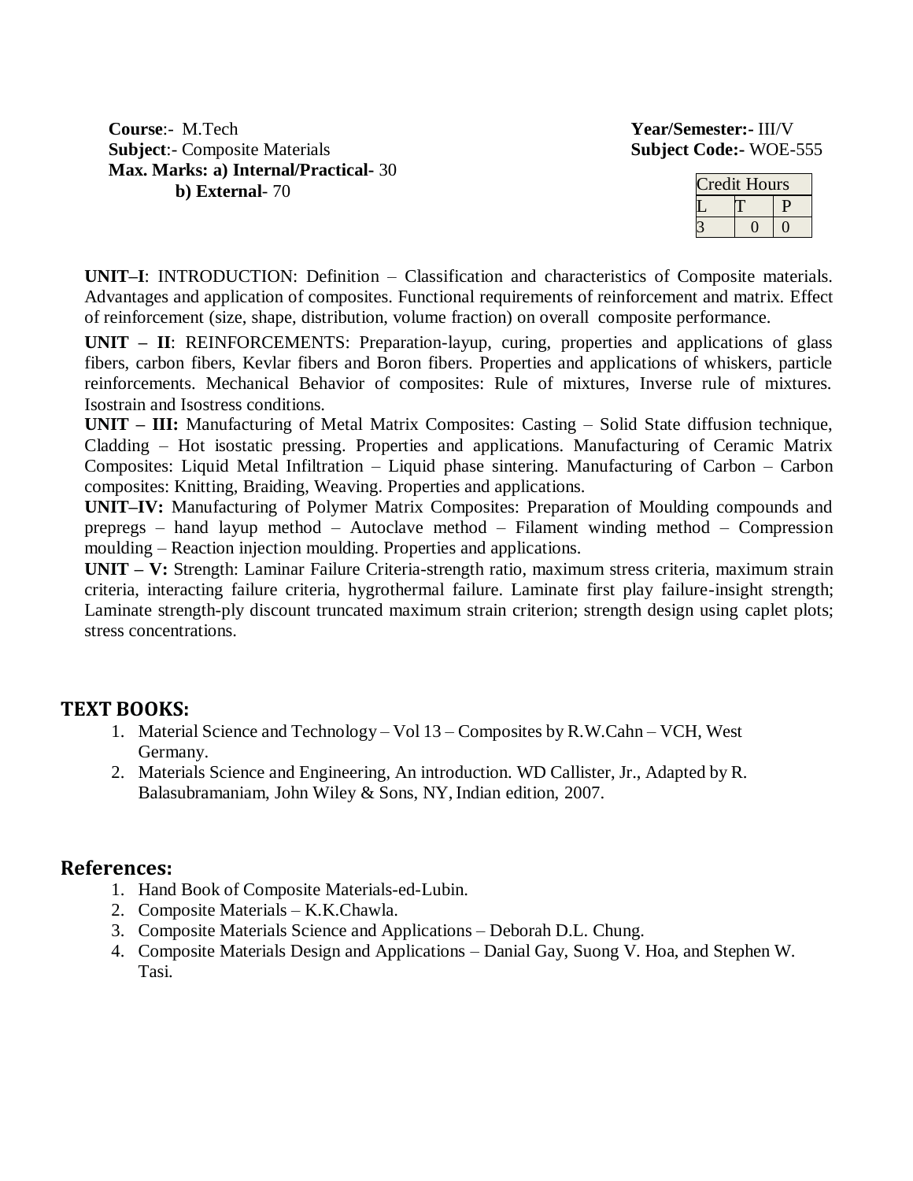**Course**:- M.Tech

**Subject**:- Composite Materials

**Max. Marks: a) Internal/Practical**- 30

**b) External**- 70

**Year/Semester:-** III/V

**Subject Code:-** WOE-555

| Credit Hours | | |
|---|---|---|
| L | T | P |
| 3 | 0 | 0 |

**UNIT–I**: INTRODUCTION: Definition – Classification and characteristics of Composite materials. Advantages and application of composites. Functional requirements of reinforcement and matrix. Effect of reinforcement (size, shape, distribution, volume fraction) on overall composite performance.

**UNIT – II**: REINFORCEMENTS: Preparation-layup, curing, properties and applications of glass fibers, carbon fibers, Kevlar fibers and Boron fibers. Properties and applications of whiskers, particle reinforcements. Mechanical Behavior of composites: Rule of mixtures, Inverse rule of mixtures. Isostrain and Isostress conditions.

**UNIT – III:** Manufacturing of Metal Matrix Composites: Casting – Solid State diffusion technique, Cladding – Hot isostatic pressing. Properties and applications. Manufacturing of Ceramic Matrix Composites: Liquid Metal Infiltration – Liquid phase sintering. Manufacturing of Carbon – Carbon composites: Knitting, Braiding, Weaving. Properties and applications.

**UNIT–IV:** Manufacturing of Polymer Matrix Composites: Preparation of Moulding compounds and prepregs – hand layup method – Autoclave method – Filament winding method – Compression moulding – Reaction injection moulding. Properties and applications.

**UNIT – V:** Strength: Laminar Failure Criteria-strength ratio, maximum stress criteria, maximum strain criteria, interacting failure criteria, hygrothermal failure. Laminate first play failure-insight strength; Laminate strength-ply discount truncated maximum strain criterion; strength design using caplet plots; stress concentrations.

## TEXT BOOKS:

1. Material Science and Technology – Vol 13 – Composites by R.W.Cahn – VCH, West Germany.
2. Materials Science and Engineering, An introduction. WD Callister, Jr., Adapted by R. Balasubramaniam, John Wiley & Sons, NY, Indian edition, 2007.

## References:

1. Hand Book of Composite Materials-ed-Lubin.
2. Composite Materials – K.K.Chawla.
3. Composite Materials Science and Applications – Deborah D.L. Chung.
4. Composite Materials Design and Applications – Danial Gay, Suong V. Hoa, and Stephen W. Tasi.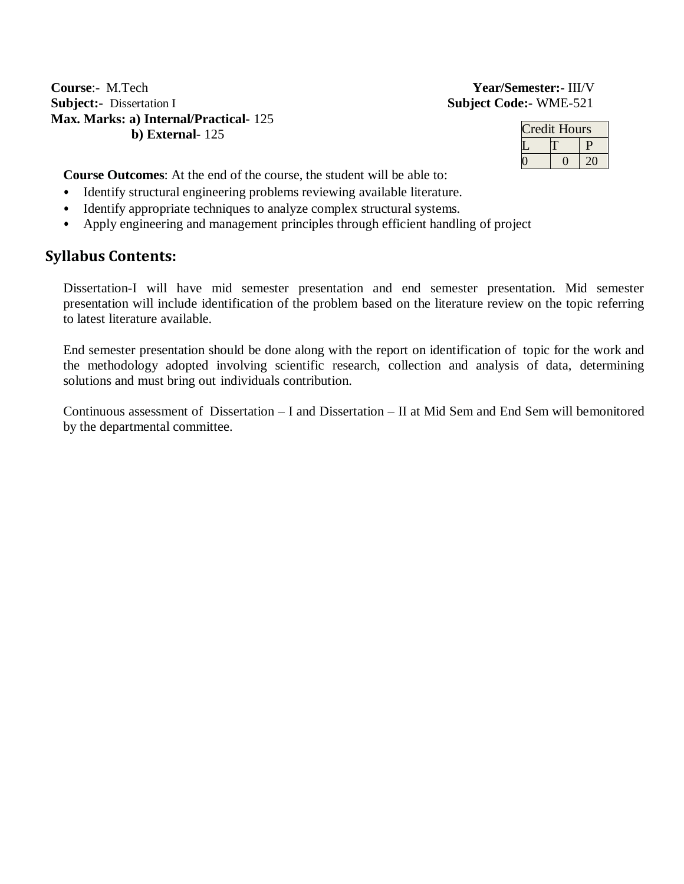**Course**:- M.Tech **Year/Semester:-** III/V

**Subject:-** Dissertation I **Subject Code:-** WME-521

**Max. Marks: a) Internal/Practical-** 125

**b) External**- 125

| Credit Hours | | |
|---|---|---|
| L | T | P |
| 0 | 0 | 20 |

**Course Outcomes**: At the end of the course, the student will be able to:

- Identify structural engineering problems reviewing available literature.
- Identify appropriate techniques to analyze complex structural systems.
- Apply engineering and management principles through efficient handling of project

## Syllabus Contents:

Dissertation-I will have mid semester presentation and end semester presentation. Mid semester presentation will include identification of the problem based on the literature review on the topic referring to latest literature available.

End semester presentation should be done along with the report on identification of topic for the work and the methodology adopted involving scientific research, collection and analysis of data, determining solutions and must bring out individuals contribution.

Continuous assessment of Dissertation – I and Dissertation – II at Mid Sem and End Sem will bemonitored by the departmental committee.